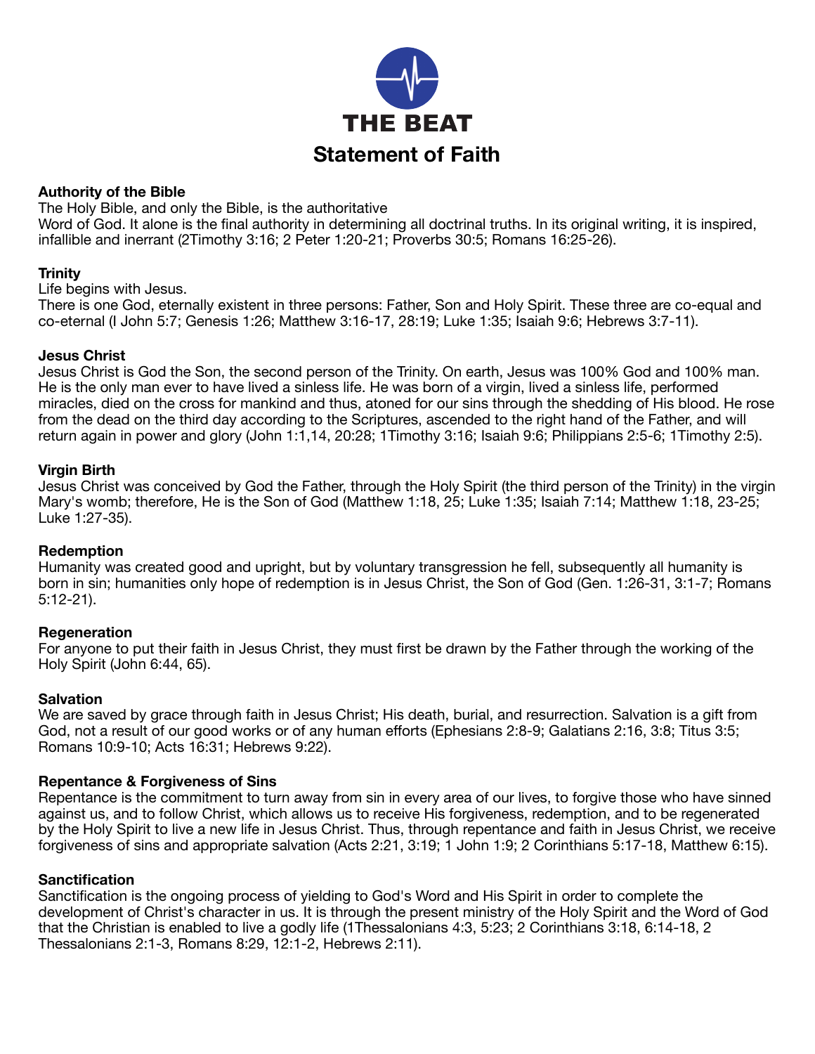# THE BEAT

## Statement of Faith

**Authority of the Bible**

The Holy Bible, and only the Bible, is the authoritative
Word of God. It alone is the final authority in determining all doctrinal truths. In its original writing, it is inspired, infallible and inerrant (2Timothy 3:16; 2 Peter 1:20-21; Proverbs 30:5; Romans 16:25-26).

**Trinity**

Life begins with Jesus.
There is one God, eternally existent in three persons: Father, Son and Holy Spirit. These three are co-equal and co-eternal (I John 5:7; Genesis 1:26; Matthew 3:16-17, 28:19; Luke 1:35; Isaiah 9:6; Hebrews 3:7-11).

**Jesus Christ**

Jesus Christ is God the Son, the second person of the Trinity. On earth, Jesus was 100% God and 100% man. He is the only man ever to have lived a sinless life. He was born of a virgin, lived a sinless life, performed miracles, died on the cross for mankind and thus, atoned for our sins through the shedding of His blood. He rose from the dead on the third day according to the Scriptures, ascended to the right hand of the Father, and will return again in power and glory (John 1:1,14, 20:28; 1Timothy 3:16; Isaiah 9:6; Philippians 2:5-6; 1Timothy 2:5).

**Virgin Birth**

Jesus Christ was conceived by God the Father, through the Holy Spirit (the third person of the Trinity) in the virgin Mary's womb; therefore, He is the Son of God (Matthew 1:18, 25; Luke 1:35; Isaiah 7:14; Matthew 1:18, 23-25; Luke 1:27-35).

**Redemption**

Humanity was created good and upright, but by voluntary transgression he fell, subsequently all humanity is born in sin; humanities only hope of redemption is in Jesus Christ, the Son of God (Gen. 1:26-31, 3:1-7; Romans 5:12-21).

**Regeneration**

For anyone to put their faith in Jesus Christ, they must first be drawn by the Father through the working of the Holy Spirit (John 6:44, 65).

**Salvation**

We are saved by grace through faith in Jesus Christ; His death, burial, and resurrection. Salvation is a gift from God, not a result of our good works or of any human efforts (Ephesians 2:8-9; Galatians 2:16, 3:8; Titus 3:5; Romans 10:9-10; Acts 16:31; Hebrews 9:22).

**Repentance & Forgiveness of Sins**

Repentance is the commitment to turn away from sin in every area of our lives, to forgive those who have sinned against us, and to follow Christ, which allows us to receive His forgiveness, redemption, and to be regenerated by the Holy Spirit to live a new life in Jesus Christ. Thus, through repentance and faith in Jesus Christ, we receive forgiveness of sins and appropriate salvation (Acts 2:21, 3:19; 1 John 1:9; 2 Corinthians 5:17-18, Matthew 6:15).

**Sanctification**

Sanctification is the ongoing process of yielding to God's Word and His Spirit in order to complete the development of Christ's character in us. It is through the present ministry of the Holy Spirit and the Word of God that the Christian is enabled to live a godly life (1Thessalonians 4:3, 5:23; 2 Corinthians 3:18, 6:14-18, 2 Thessalonians 2:1-3, Romans 8:29, 12:1-2, Hebrews 2:11).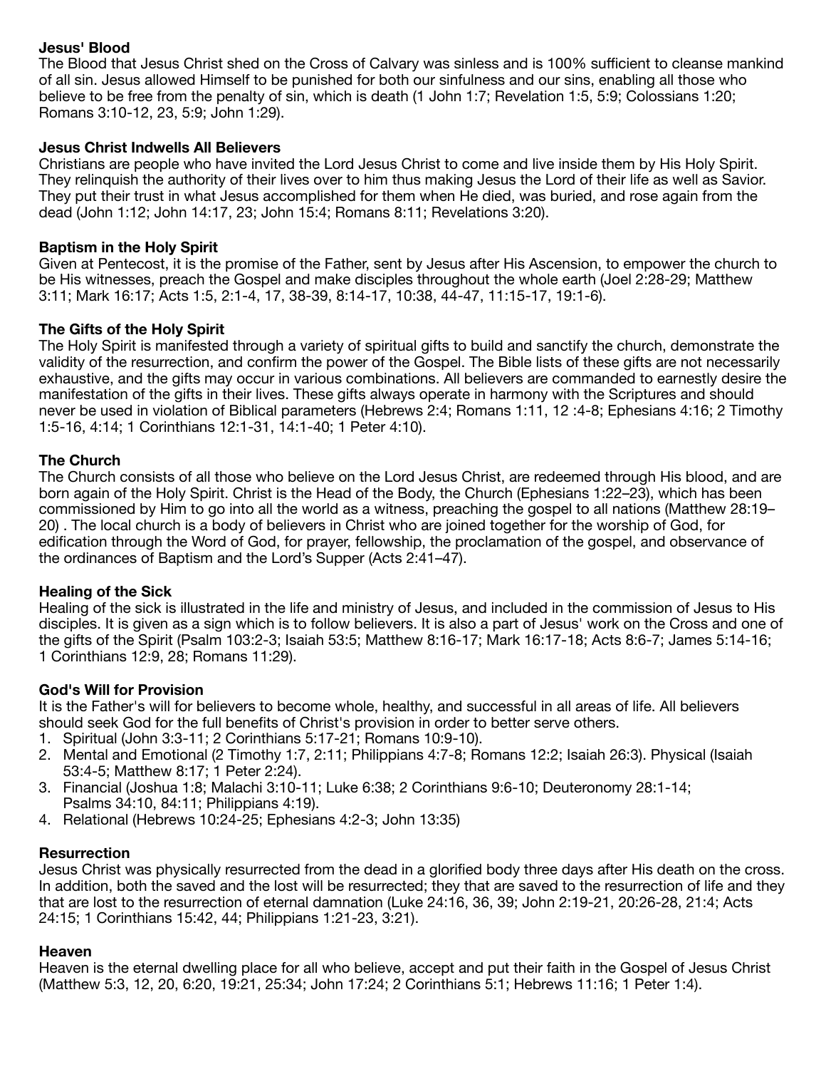**Jesus' Blood**

The Blood that Jesus Christ shed on the Cross of Calvary was sinless and is 100% sufficient to cleanse mankind of all sin. Jesus allowed Himself to be punished for both our sinfulness and our sins, enabling all those who believe to be free from the penalty of sin, which is death (1 John 1:7; Revelation 1:5, 5:9; Colossians 1:20; Romans 3:10-12, 23, 5:9; John 1:29).

**Jesus Christ Indwells All Believers**

Christians are people who have invited the Lord Jesus Christ to come and live inside them by His Holy Spirit. They relinquish the authority of their lives over to him thus making Jesus the Lord of their life as well as Savior. They put their trust in what Jesus accomplished for them when He died, was buried, and rose again from the dead (John 1:12; John 14:17, 23; John 15:4; Romans 8:11; Revelations 3:20).

**Baptism in the Holy Spirit**

Given at Pentecost, it is the promise of the Father, sent by Jesus after His Ascension, to empower the church to be His witnesses, preach the Gospel and make disciples throughout the whole earth (Joel 2:28-29; Matthew 3:11; Mark 16:17; Acts 1:5, 2:1-4, 17, 38-39, 8:14-17, 10:38, 44-47, 11:15-17, 19:1-6).

**The Gifts of the Holy Spirit**

The Holy Spirit is manifested through a variety of spiritual gifts to build and sanctify the church, demonstrate the validity of the resurrection, and confirm the power of the Gospel. The Bible lists of these gifts are not necessarily exhaustive, and the gifts may occur in various combinations. All believers are commanded to earnestly desire the manifestation of the gifts in their lives. These gifts always operate in harmony with the Scriptures and should never be used in violation of Biblical parameters (Hebrews 2:4; Romans 1:11, 12 :4-8; Ephesians 4:16; 2 Timothy 1:5-16, 4:14; 1 Corinthians 12:1-31, 14:1-40; 1 Peter 4:10).

**The Church**

The Church consists of all those who believe on the Lord Jesus Christ, are redeemed through His blood, and are born again of the Holy Spirit. Christ is the Head of the Body, the Church (Ephesians 1:22–23), which has been commissioned by Him to go into all the world as a witness, preaching the gospel to all nations (Matthew 28:19–20) . The local church is a body of believers in Christ who are joined together for the worship of God, for edification through the Word of God, for prayer, fellowship, the proclamation of the gospel, and observance of the ordinances of Baptism and the Lord's Supper (Acts 2:41–47).

**Healing of the Sick**

Healing of the sick is illustrated in the life and ministry of Jesus, and included in the commission of Jesus to His disciples. It is given as a sign which is to follow believers. It is also a part of Jesus' work on the Cross and one of the gifts of the Spirit (Psalm 103:2-3; Isaiah 53:5; Matthew 8:16-17; Mark 16:17-18; Acts 8:6-7; James 5:14-16; 1 Corinthians 12:9, 28; Romans 11:29).

**God's Will for Provision**

It is the Father's will for believers to become whole, healthy, and successful in all areas of life. All believers should seek God for the full benefits of Christ's provision in order to better serve others.

1. Spiritual (John 3:3-11; 2 Corinthians 5:17-21; Romans 10:9-10).
2. Mental and Emotional (2 Timothy 1:7, 2:11; Philippians 4:7-8; Romans 12:2; Isaiah 26:3). Physical (Isaiah 53:4-5; Matthew 8:17; 1 Peter 2:24).
3. Financial (Joshua 1:8; Malachi 3:10-11; Luke 6:38; 2 Corinthians 9:6-10; Deuteronomy 28:1-14; Psalms 34:10, 84:11; Philippians 4:19).
4. Relational (Hebrews 10:24-25; Ephesians 4:2-3; John 13:35)

**Resurrection**

Jesus Christ was physically resurrected from the dead in a glorified body three days after His death on the cross. In addition, both the saved and the lost will be resurrected; they that are saved to the resurrection of life and they that are lost to the resurrection of eternal damnation (Luke 24:16, 36, 39; John 2:19-21, 20:26-28, 21:4; Acts 24:15; 1 Corinthians 15:42, 44; Philippians 1:21-23, 3:21).

**Heaven**

Heaven is the eternal dwelling place for all who believe, accept and put their faith in the Gospel of Jesus Christ (Matthew 5:3, 12, 20, 6:20, 19:21, 25:34; John 17:24; 2 Corinthians 5:1; Hebrews 11:16; 1 Peter 1:4).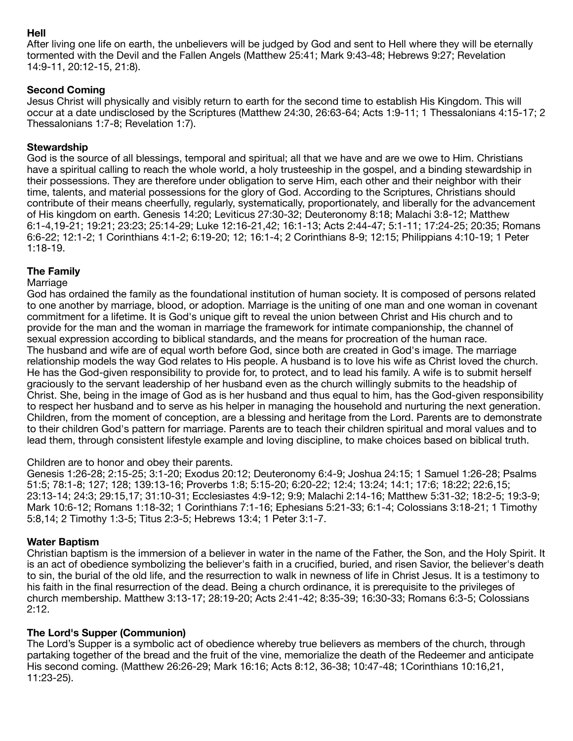**Hell**

After living one life on earth, the unbelievers will be judged by God and sent to Hell where they will be eternally tormented with the Devil and the Fallen Angels (Matthew 25:41; Mark 9:43-48; Hebrews 9:27; Revelation 14:9-11, 20:12-15, 21:8).

**Second Coming**

Jesus Christ will physically and visibly return to earth for the second time to establish His Kingdom. This will occur at a date undisclosed by the Scriptures (Matthew 24:30, 26:63-64; Acts 1:9-11; 1 Thessalonians 4:15-17; 2 Thessalonians 1:7-8; Revelation 1:7).

**Stewardship**

God is the source of all blessings, temporal and spiritual; all that we have and are we owe to Him. Christians have a spiritual calling to reach the whole world, a holy trusteeship in the gospel, and a binding stewardship in their possessions. They are therefore under obligation to serve Him, each other and their neighbor with their time, talents, and material possessions for the glory of God. According to the Scriptures, Christians should contribute of their means cheerfully, regularly, systematically, proportionately, and liberally for the advancement of His kingdom on earth. Genesis 14:20; Leviticus 27:30-32; Deuteronomy 8:18; Malachi 3:8-12; Matthew 6:1-4,19-21; 19:21; 23:23; 25:14-29; Luke 12:16-21,42; 16:1-13; Acts 2:44-47; 5:1-11; 17:24-25; 20:35; Romans 6:6-22; 12:1-2; 1 Corinthians 4:1-2; 6:19-20; 12; 16:1-4; 2 Corinthians 8-9; 12:15; Philippians 4:10-19; 1 Peter 1:18-19.

**The Family**

Marriage

God has ordained the family as the foundational institution of human society. It is composed of persons related to one another by marriage, blood, or adoption. Marriage is the uniting of one man and one woman in covenant commitment for a lifetime. It is God's unique gift to reveal the union between Christ and His church and to provide for the man and the woman in marriage the framework for intimate companionship, the channel of sexual expression according to biblical standards, and the means for procreation of the human race.
The husband and wife are of equal worth before God, since both are created in God's image. The marriage relationship models the way God relates to His people. A husband is to love his wife as Christ loved the church. He has the God-given responsibility to provide for, to protect, and to lead his family. A wife is to submit herself graciously to the servant leadership of her husband even as the church willingly submits to the headship of Christ. She, being in the image of God as is her husband and thus equal to him, has the God-given responsibility to respect her husband and to serve as his helper in managing the household and nurturing the next generation. Children, from the moment of conception, are a blessing and heritage from the Lord. Parents are to demonstrate to their children God's pattern for marriage. Parents are to teach their children spiritual and moral values and to lead them, through consistent lifestyle example and loving discipline, to make choices based on biblical truth.

Children are to honor and obey their parents.

Genesis 1:26-28; 2:15-25; 3:1-20; Exodus 20:12; Deuteronomy 6:4-9; Joshua 24:15; 1 Samuel 1:26-28; Psalms 51:5; 78:1-8; 127; 128; 139:13-16; Proverbs 1:8; 5:15-20; 6:20-22; 12:4; 13:24; 14:1; 17:6; 18:22; 22:6,15; 23:13-14; 24:3; 29:15,17; 31:10-31; Ecclesiastes 4:9-12; 9:9; Malachi 2:14-16; Matthew 5:31-32; 18:2-5; 19:3-9; Mark 10:6-12; Romans 1:18-32; 1 Corinthians 7:1-16; Ephesians 5:21-33; 6:1-4; Colossians 3:18-21; 1 Timothy 5:8,14; 2 Timothy 1:3-5; Titus 2:3-5; Hebrews 13:4; 1 Peter 3:1-7.

**Water Baptism**

Christian baptism is the immersion of a believer in water in the name of the Father, the Son, and the Holy Spirit. It is an act of obedience symbolizing the believer's faith in a crucified, buried, and risen Savior, the believer's death to sin, the burial of the old life, and the resurrection to walk in newness of life in Christ Jesus. It is a testimony to his faith in the final resurrection of the dead. Being a church ordinance, it is prerequisite to the privileges of church membership. Matthew 3:13-17; 28:19-20; Acts 2:41-42; 8:35-39; 16:30-33; Romans 6:3-5; Colossians 2:12.

**The Lord's Supper (Communion)**

The Lord's Supper is a symbolic act of obedience whereby true believers as members of the church, through partaking together of the bread and the fruit of the vine, memorialize the death of the Redeemer and anticipate His second coming. (Matthew 26:26-29; Mark 16:16; Acts 8:12, 36-38; 10:47-48; 1Corinthians 10:16,21, 11:23-25).